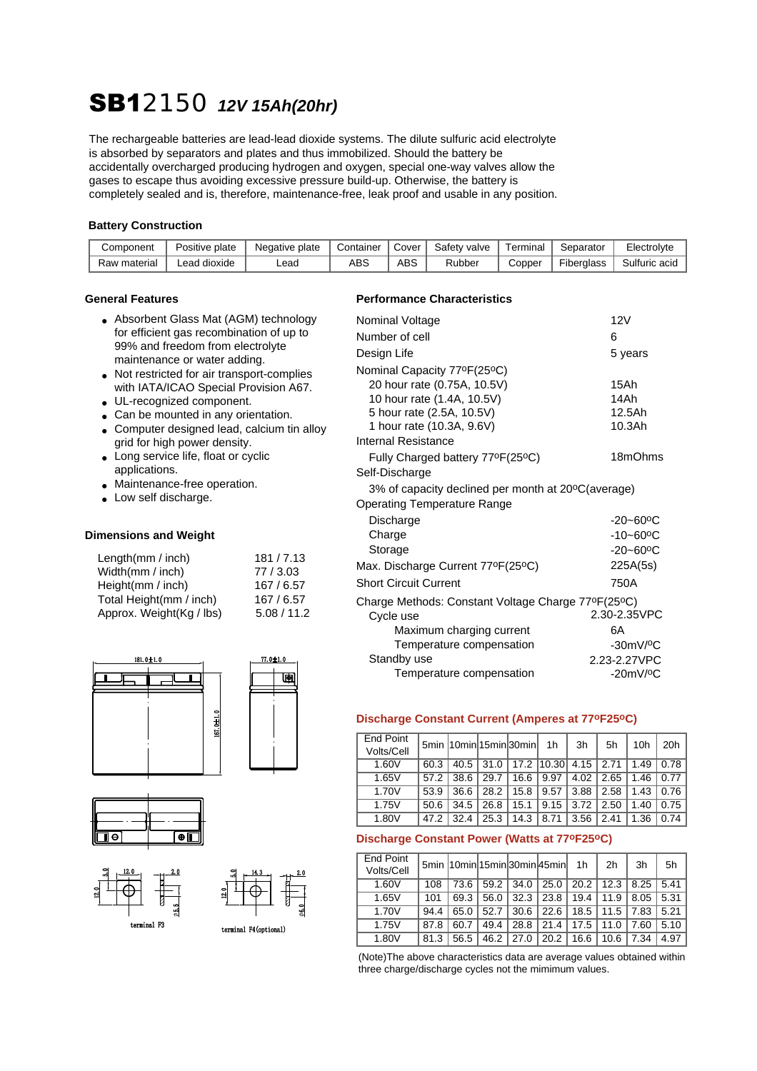# SB12150 *12V 15Ah(20hr)*

The rechargeable batteries are lead-lead dioxide systems. The dilute sulfuric acid electrolyte is absorbed by separators and plates and thus immobilized. Should the battery be accidentally overcharged producing hydrogen and oxygen, special one-way valves allow the gases to escape thus avoiding excessive pressure build-up. Otherwise, the battery is completely sealed and is, therefore, maintenance-free, leak proof and usable in any position.

### Battery Construction

| Component | Positive plate | Negative plate | Container | Cover | Safety valve | Terminal | Separator | Electrolyte |
|---|---|---|---|---|---|---|---|---|
| Raw material | Lead dioxide | Lead | ABS | ABS | Rubber | Copper | Fiberglass | Sulfuric acid |

### General Features

- Absorbent Glass Mat (AGM) technology for efficient gas recombination of up to 99% and freedom from electrolyte maintenance or water adding.
- Not restricted for air transport-complies with IATA/ICAO Special Provision A67.
- UL-recognized component.
- Can be mounted in any orientation.
- Computer designed lead, calcium tin alloy grid for high power density.
- Long service life, float or cyclic applications.
- Maintenance-free operation.
- Low self discharge.

### Dimensions and Weight

| | |
|---|---|
| Length(mm / inch) | 181 / 7.13 |
| Width(mm / inch) | 77 / 3.03 |
| Height(mm / inch) | 167 / 6.57 |
| Total Height(mm / inch) | 167 / 6.57 |
| Approx. Weight(Kg / lbs) | 5.08 / 11.2 |

181.0±1.0 &nbsp; 77.0±1.0 &nbsp; 167.0±1.0

terminal F3 &nbsp;&nbsp; terminal F4(optional)

### Performance Characteristics

| | |
|---|---|
| Nominal Voltage | 12V |
| Number of cell | 6 |
| Design Life | 5 years |
| Nominal Capacity 77ºF(25ºC) | |
| 20 hour rate (0.75A, 10.5V) | 15Ah |
| 10 hour rate (1.4A, 10.5V) | 14Ah |
| 5 hour rate (2.5A, 10.5V) | 12.5Ah |
| 1 hour rate (10.3A, 9.6V) | 10.3Ah |
| Internal Resistance | |
| Fully Charged battery 77ºF(25ºC) | 18mOhms |
| Self-Discharge | |
| 3% of capacity declined per month at 20ºC(average) | |
| Operating Temperature Range | |
| Discharge | -20~60ºC |
| Charge | -10~60ºC |
| Storage | -20~60ºC |
| Max. Discharge Current 77ºF(25ºC) | 225A(5s) |
| Short Circuit Current | 750A |
| Charge Methods: Constant Voltage Charge 77ºF(25ºC) | |
| Cycle use | 2.30-2.35VPC |
| Maximum charging current | 6A |
| Temperature compensation | -30mV/ºC |
| Standby use | 2.23-2.27VPC |
| Temperature compensation | -20mV/ºC |

### Discharge Constant Current (Amperes at 77ºF25ºC)

| End Point Volts/Cell | 5min | 10min | 15min | 30min | 1h | 3h | 5h | 10h | 20h |
|---|---|---|---|---|---|---|---|---|---|
| 1.60V | 60.3 | 40.5 | 31.0 | 17.2 | 10.30 | 4.15 | 2.71 | 1.49 | 0.78 |
| 1.65V | 57.2 | 38.6 | 29.7 | 16.6 | 9.97 | 4.02 | 2.65 | 1.46 | 0.77 |
| 1.70V | 53.9 | 36.6 | 28.2 | 15.8 | 9.57 | 3.88 | 2.58 | 1.43 | 0.76 |
| 1.75V | 50.6 | 34.5 | 26.8 | 15.1 | 9.15 | 3.72 | 2.50 | 1.40 | 0.75 |
| 1.80V | 47.2 | 32.4 | 25.3 | 14.3 | 8.71 | 3.56 | 2.41 | 1.36 | 0.74 |

### Discharge Constant Power (Watts at 77ºF25ºC)

| End Point Volts/Cell | 5min | 10min | 15min | 30min | 45min | 1h | 2h | 3h | 5h |
|---|---|---|---|---|---|---|---|---|---|
| 1.60V | 108 | 73.6 | 59.2 | 34.0 | 25.0 | 20.2 | 12.3 | 8.25 | 5.41 |
| 1.65V | 101 | 69.3 | 56.0 | 32.3 | 23.8 | 19.4 | 11.9 | 8.05 | 5.31 |
| 1.70V | 94.4 | 65.0 | 52.7 | 30.6 | 22.6 | 18.5 | 11.5 | 7.83 | 5.21 |
| 1.75V | 87.8 | 60.7 | 49.4 | 28.8 | 21.4 | 17.5 | 11.0 | 7.60 | 5.10 |
| 1.80V | 81.3 | 56.5 | 46.2 | 27.0 | 20.2 | 16.6 | 10.6 | 7.34 | 4.97 |

(Note)The above characteristics data are average values obtained within three charge/discharge cycles not the mimimum values.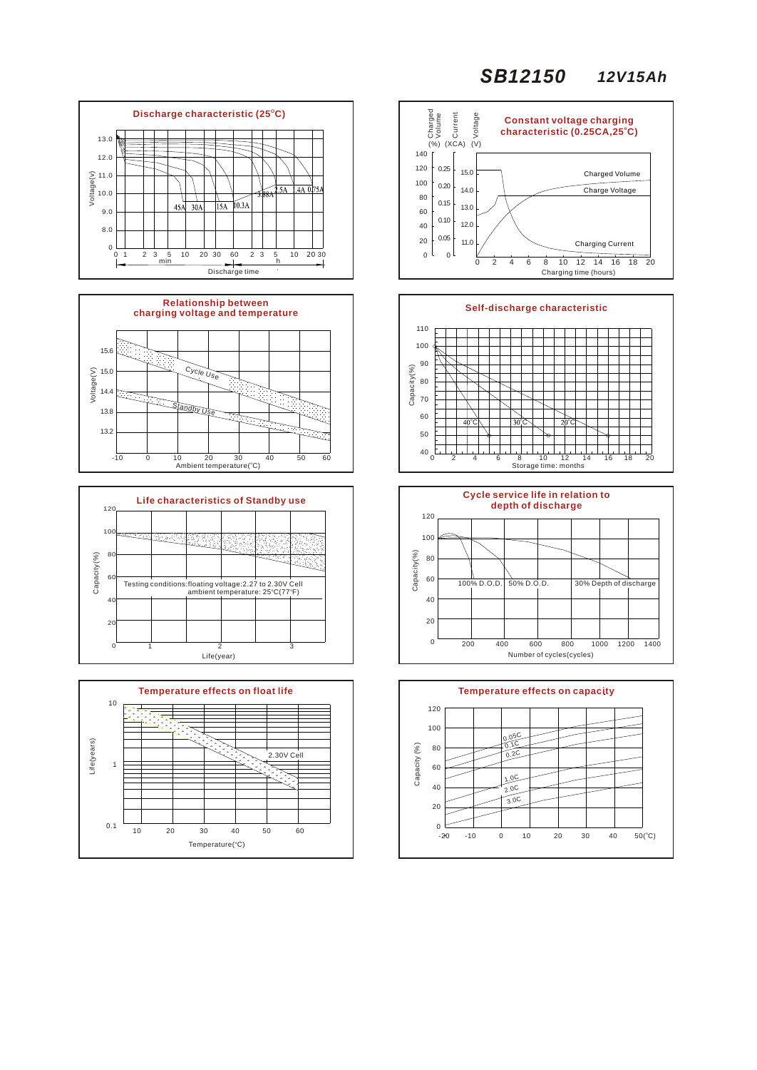# SB12150 12V15Ah

## Discharge characteristic (25°C)

Voltage(v)

13.0
12.0
11.0
10.0
9.0
8.0
0

45A 30A 15A 10.3A 3.88A 2.5A 1.4A 0.75A

0 1 2 3 5 10 20 30 60 2 3 5 10 20 30

min h

Discharge time

## Constant voltage charging characteristic (0.25CA,25°C)

Charged Volume (%) Current (XCA) Voltage (V)

140 120 100 80 60 40 20 0

0.25 0.20 0.15 0.10 0.05 0

15.0 14.0 13.0 12.0 11.0

Charged Volume

Charge Voltage

Charging Current

0 2 4 6 8 10 12 14 16 18 20

Charging time (hours)

## Relationship between charging voltage and temperature

Voltage(V)

15.6
15.0
14.4
13.8
13.2

Cycle Use

Standby Use

-10 0 10 20 30 40 50 60

Ambient temperature(°C)

## Self-discharge characteristic

Capacity(%)

110 100 90 80 70 60 50 40

40°C 30°C 20°C

0 2 4 6 8 10 12 14 16 18 20

Storage time: months

## Life characteristics of Standby use

Capacity(%)

120 100 80 60 40 20 0

Testing conditions:floating voltage:2.27 to 2.30V Cell
ambient temperature: 25°C(77°F)

1 2 3

Life(year)

## Cycle service life in relation to depth of discharge

Capacity(%)

120 100 80 60 40 20 0

100% D.O.D. 50% D.O.D. 30% Depth of discharge

200 400 600 800 1000 1200 1400

Number of cycles(cycles)

## Temperature effects on float life

Life(years)

10
1
0.1

2.30V Cell

10 20 30 40 50 60

Temperature(°C)

## Temperature effects on capacity

Capacity (%)

120 100 80 60 40 20 0

0.05C 0.1C 0.2C 1.0C 2.0C 3.0C

-20 -10 0 10 20 30 40 50(°C)